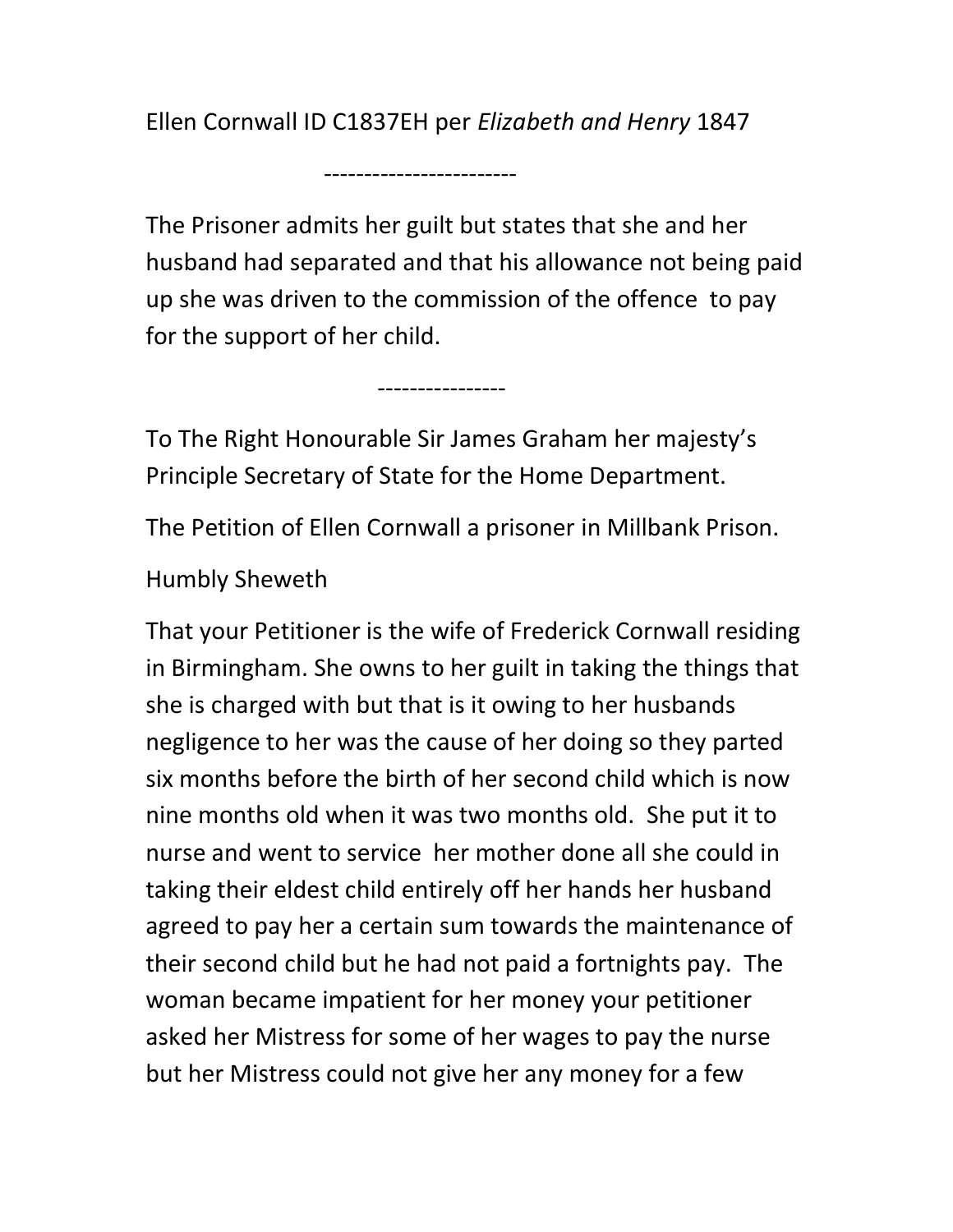Ellen Cornwall ID C1837EH per *Elizabeth and Henry* 1847

------------------------

The Prisoner admits her guilt but states that she and her husband had separated and that his allowance not being paid up she was driven to the commission of the offence to pay for the support of her child.

----------------

To The Right Honourable Sir James Graham her majesty's Principle Secretary of State for the Home Department.

The Petition of Ellen Cornwall a prisoner in Millbank Prison.

Humbly Sheweth

That your Petitioner is the wife of Frederick Cornwall residing in Birmingham. She owns to her guilt in taking the things that she is charged with but that is it owing to her husbands negligence to her was the cause of her doing so they parted six months before the birth of her second child which is now nine months old when it was two months old. She put it to nurse and went to service her mother done all she could in taking their eldest child entirely off her hands her husband agreed to pay her a certain sum towards the maintenance of their second child but he had not paid a fortnights pay. The woman became impatient for her money your petitioner asked her Mistress for some of her wages to pay the nurse but her Mistress could not give her any money for a few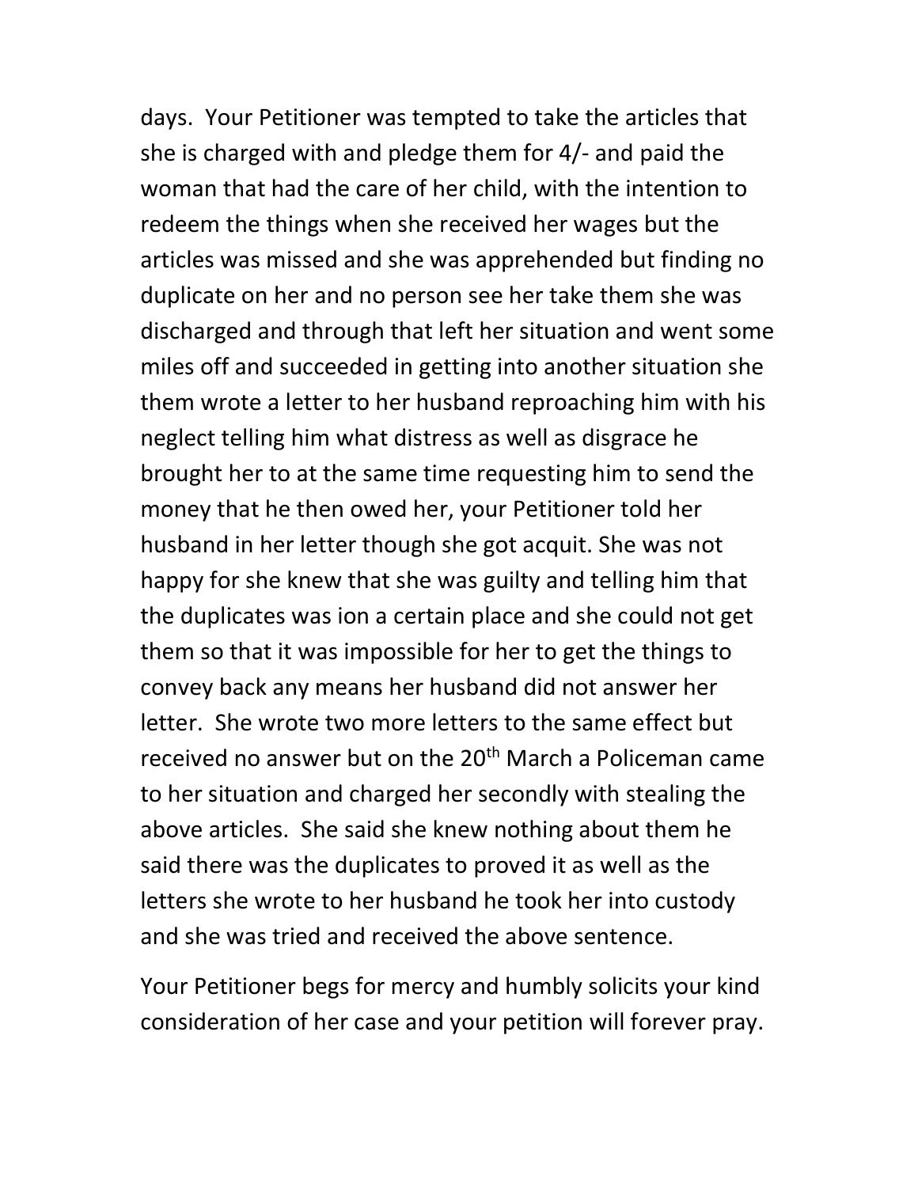days. Your Petitioner was tempted to take the articles that she is charged with and pledge them for 4/- and paid the woman that had the care of her child, with the intention to redeem the things when she received her wages but the articles was missed and she was apprehended but finding no duplicate on her and no person see her take them she was discharged and through that left her situation and went some miles off and succeeded in getting into another situation she them wrote a letter to her husband reproaching him with his neglect telling him what distress as well as disgrace he brought her to at the same time requesting him to send the money that he then owed her, your Petitioner told her husband in her letter though she got acquit. She was not happy for she knew that she was guilty and telling him that the duplicates was ion a certain place and she could not get them so that it was impossible for her to get the things to convey back any means her husband did not answer her letter. She wrote two more letters to the same effect but received no answer but on the 20th March a Policeman came to her situation and charged her secondly with stealing the above articles. She said she knew nothing about them he said there was the duplicates to proved it as well as the letters she wrote to her husband he took her into custody and she was tried and received the above sentence.

Your Petitioner begs for mercy and humbly solicits your kind consideration of her case and your petition will forever pray.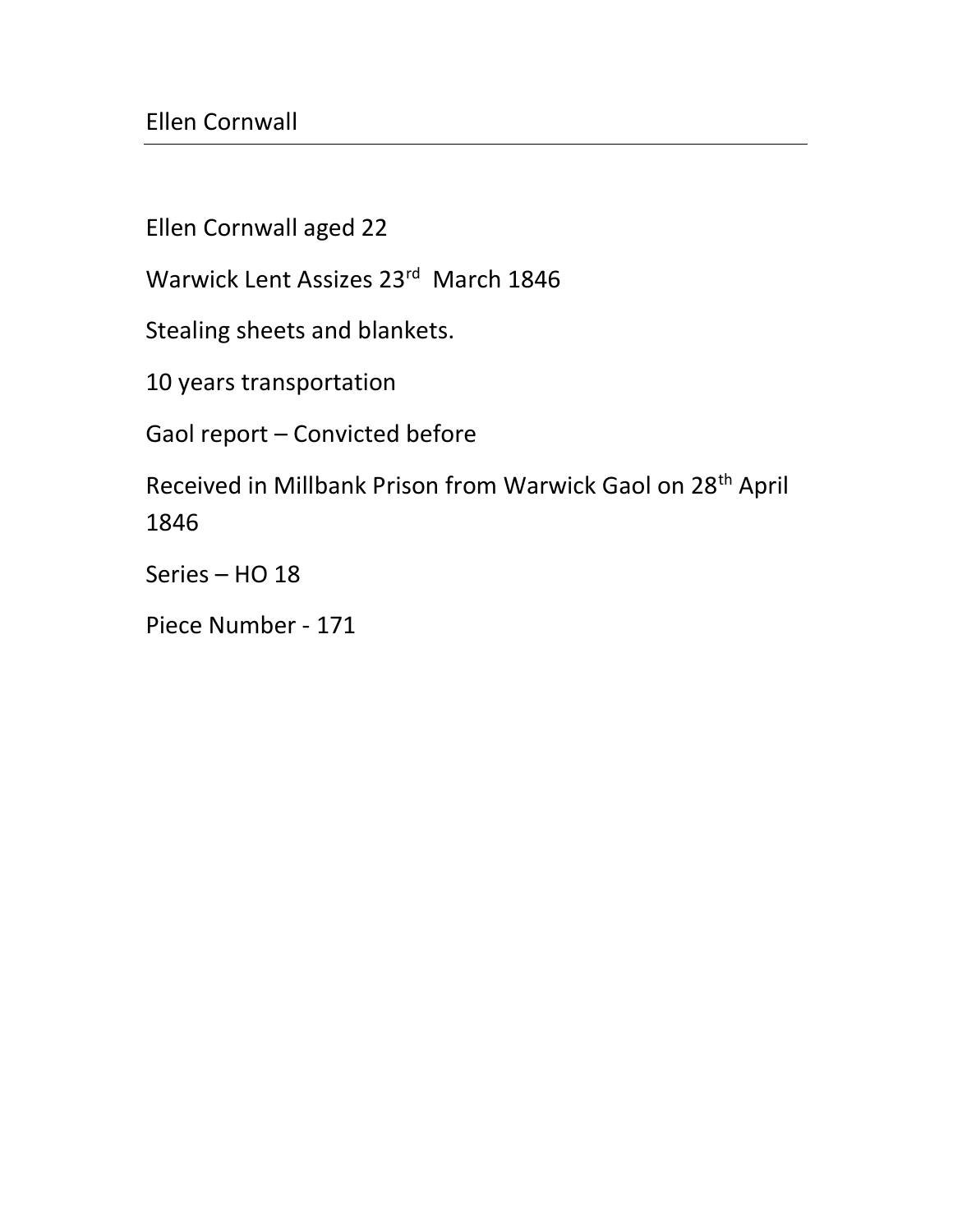# Ellen Cornwall

Ellen Cornwall aged 22

Warwick Lent Assizes 23rd March 1846

Stealing sheets and blankets.

10 years transportation

Gaol report – Convicted before

Received in Millbank Prison from Warwick Gaol on 28th April 1846

Series – HO 18

Piece Number - 171